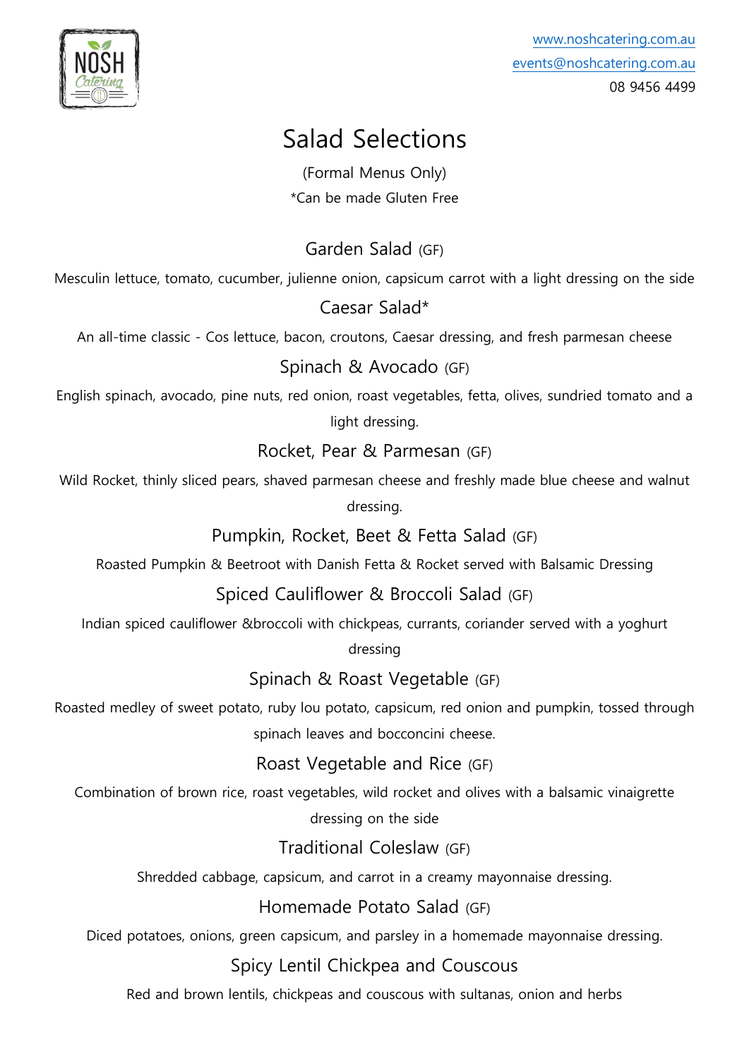www.noshcatering.com.au
events@noshcatering.com.au
08 9456 4499

# Salad Selections

(Formal Menus Only)
*Can be made Gluten Free

## Garden Salad (GF)

Mesculin lettuce, tomato, cucumber, julienne onion, capsicum carrot with a light dressing on the side

## Caesar Salad*

An all-time classic - Cos lettuce, bacon, croutons, Caesar dressing, and fresh parmesan cheese

## Spinach & Avocado (GF)

English spinach, avocado, pine nuts, red onion, roast vegetables, fetta, olives, sundried tomato and a light dressing.

## Rocket, Pear & Parmesan (GF)

Wild Rocket, thinly sliced pears, shaved parmesan cheese and freshly made blue cheese and walnut dressing.

## Pumpkin, Rocket, Beet & Fetta Salad (GF)

Roasted Pumpkin & Beetroot with Danish Fetta & Rocket served with Balsamic Dressing

## Spiced Cauliflower & Broccoli Salad (GF)

Indian spiced cauliflower &broccoli with chickpeas, currants, coriander served with a yoghurt dressing

## Spinach & Roast Vegetable (GF)

Roasted medley of sweet potato, ruby lou potato, capsicum, red onion and pumpkin, tossed through spinach leaves and bocconcini cheese.

## Roast Vegetable and Rice (GF)

Combination of brown rice, roast vegetables, wild rocket and olives with a balsamic vinaigrette dressing on the side

## Traditional Coleslaw (GF)

Shredded cabbage, capsicum, and carrot in a creamy mayonnaise dressing.

## Homemade Potato Salad (GF)

Diced potatoes, onions, green capsicum, and parsley in a homemade mayonnaise dressing.

## Spicy Lentil Chickpea and Couscous

Red and brown lentils, chickpeas and couscous with sultanas, onion and herbs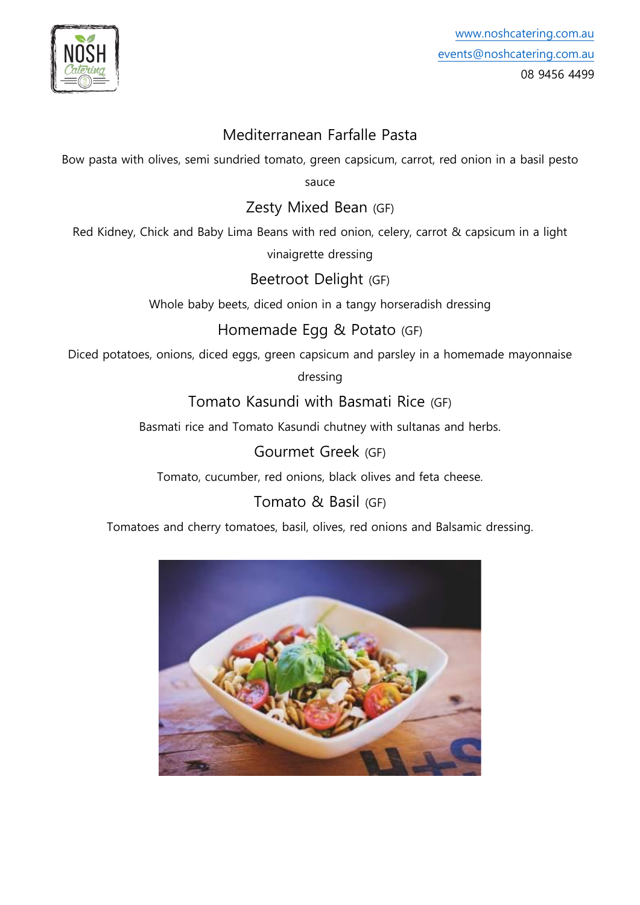www.noshcatering.com.au
events@noshcatering.com.au
08 9456 4499

## Mediterranean Farfalle Pasta

Bow pasta with olives, semi sundried tomato, green capsicum, carrot, red onion in a basil pesto sauce

## Zesty Mixed Bean (GF)

Red Kidney, Chick and Baby Lima Beans with red onion, celery, carrot & capsicum in a light vinaigrette dressing

## Beetroot Delight (GF)

Whole baby beets, diced onion in a tangy horseradish dressing

## Homemade Egg & Potato (GF)

Diced potatoes, onions, diced eggs, green capsicum and parsley in a homemade mayonnaise dressing

## Tomato Kasundi with Basmati Rice (GF)

Basmati rice and Tomato Kasundi chutney with sultanas and herbs.

## Gourmet Greek (GF)

Tomato, cucumber, red onions, black olives and feta cheese.

## Tomato & Basil (GF)

Tomatoes and cherry tomatoes, basil, olives, red onions and Balsamic dressing.